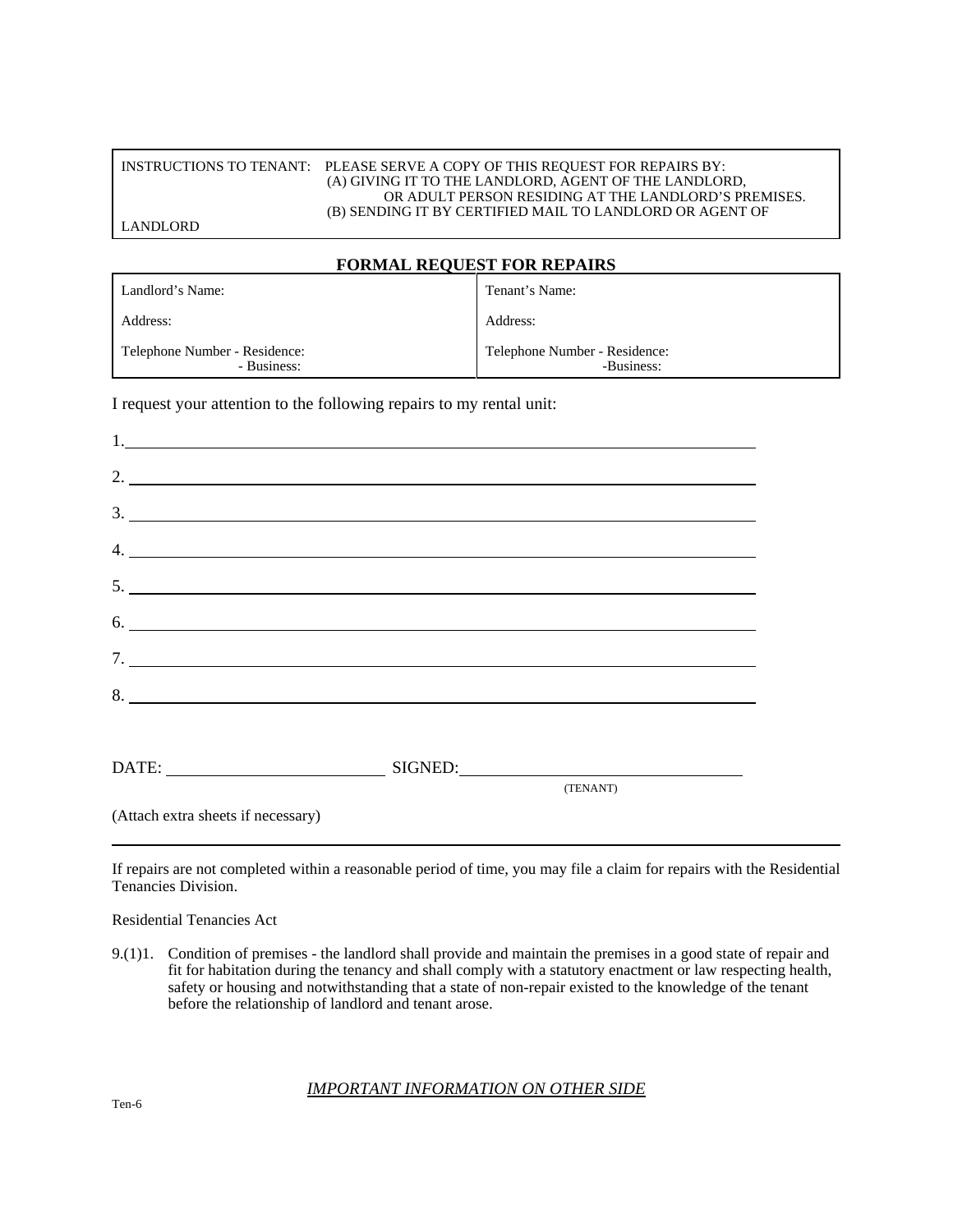INSTRUCTIONS TO TENANT: PLEASE SERVE A COPY OF THIS REQUEST FOR REPAIRS BY:
(A) GIVING IT TO THE LANDLORD, AGENT OF THE LANDLORD, OR ADULT PERSON RESIDING AT THE LANDLORD'S PREMISES.
(B) SENDING IT BY CERTIFIED MAIL TO LANDLORD OR AGENT OF LANDLORD

## FORMAL REQUEST FOR REPAIRS

| Landlord's Name: | Tenant's Name: |
|---|---|
| Address: | Address: |
| Telephone Number - Residence:<br>- Business: | Telephone Number - Residence:<br>-Business: |

I request your attention to the following repairs to my rental unit:

1. ______________________________

2. ______________________________

3. ______________________________

4. ______________________________

5. ______________________________

6. ______________________________

7. ______________________________

8. ______________________________

DATE: ____________________ SIGNED: ____________________
(TENANT)

(Attach extra sheets if necessary)

---

If repairs are not completed within a reasonable period of time, you may file a claim for repairs with the Residential Tenancies Division.

Residential Tenancies Act

9.(1)1. Condition of premises - the landlord shall provide and maintain the premises in a good state of repair and fit for habitation during the tenancy and shall comply with a statutory enactment or law respecting health, safety or housing and notwithstanding that a state of non-repair existed to the knowledge of the tenant before the relationship of landlord and tenant arose.

*IMPORTANT INFORMATION ON OTHER SIDE*

Ten-6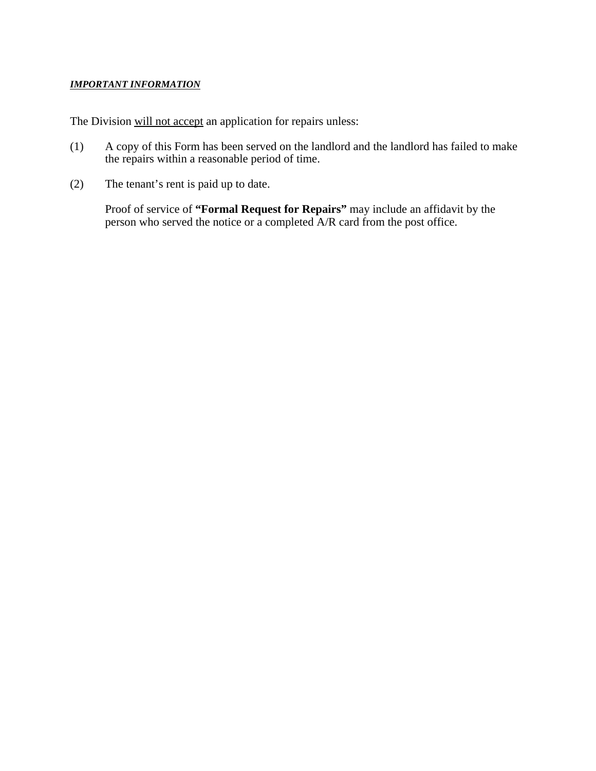***IMPORTANT INFORMATION***

The Division <u>will not accept</u> an application for repairs unless:

(1) A copy of this Form has been served on the landlord and the landlord has failed to make the repairs within a reasonable period of time.

(2) The tenant's rent is paid up to date.

Proof of service of **"Formal Request for Repairs"** may include an affidavit by the person who served the notice or a completed A/R card from the post office.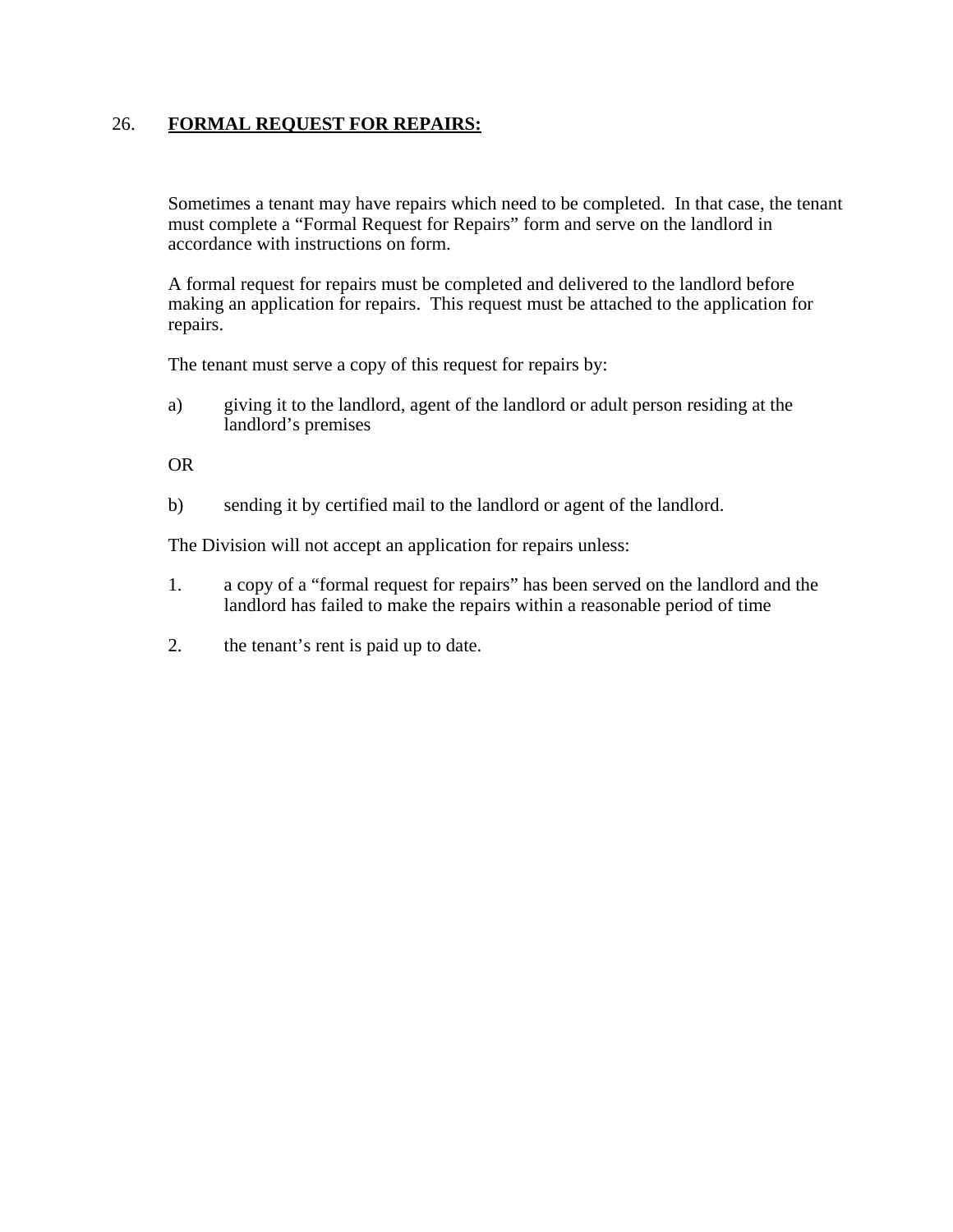## 26. **FORMAL REQUEST FOR REPAIRS:**

Sometimes a tenant may have repairs which need to be completed. In that case, the tenant must complete a "Formal Request for Repairs" form and serve on the landlord in accordance with instructions on form.

A formal request for repairs must be completed and delivered to the landlord before making an application for repairs. This request must be attached to the application for repairs.

The tenant must serve a copy of this request for repairs by:

a) giving it to the landlord, agent of the landlord or adult person residing at the landlord's premises

OR

b) sending it by certified mail to the landlord or agent of the landlord.

The Division will not accept an application for repairs unless:

1. a copy of a "formal request for repairs" has been served on the landlord and the landlord has failed to make the repairs within a reasonable period of time

2. the tenant's rent is paid up to date.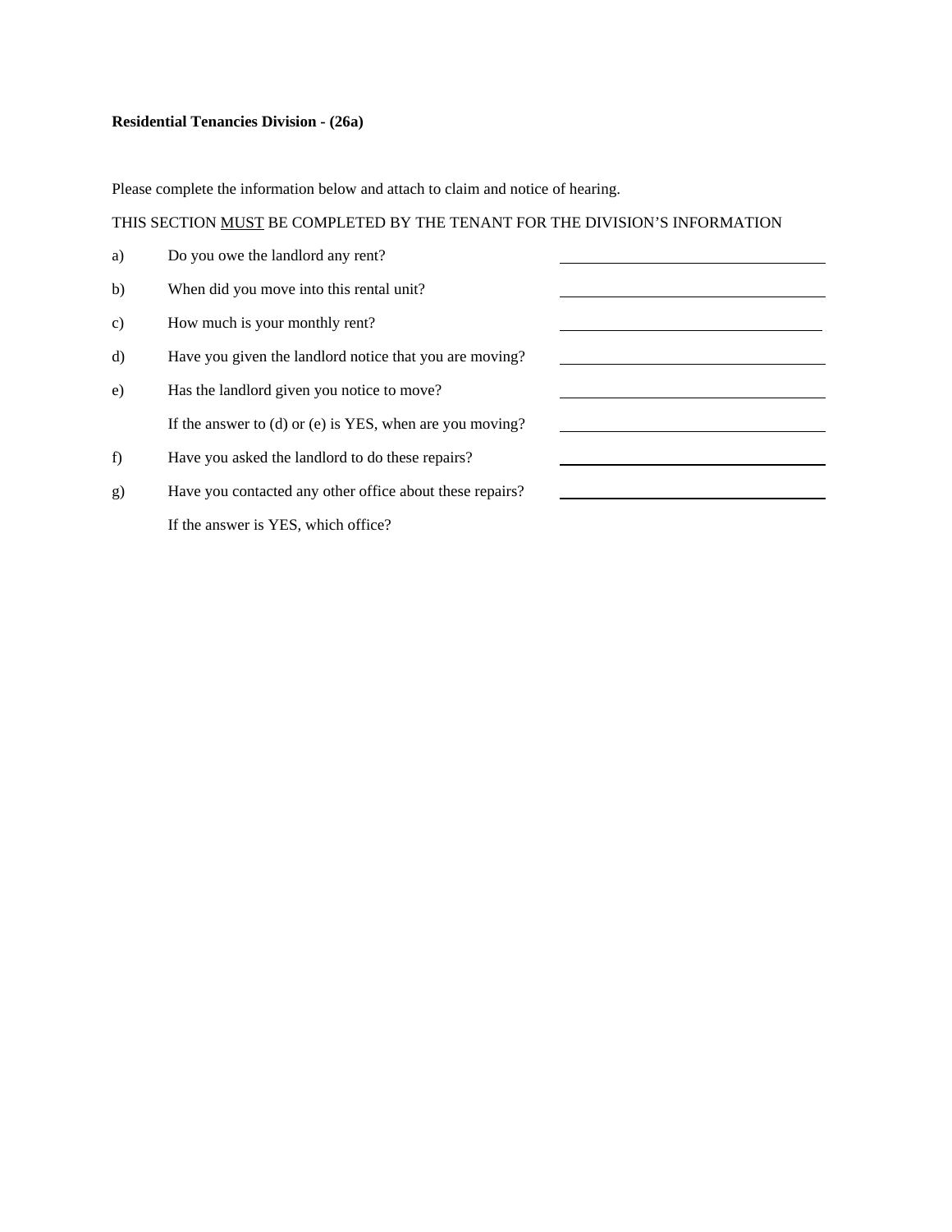**Residential Tenancies Division - (26a)**

Please complete the information below and attach to claim and notice of hearing.

THIS SECTION MUST BE COMPLETED BY THE TENANT FOR THE DIVISION'S INFORMATION

a) Do you owe the landlord any rent? \_\_\_\_\_\_\_\_\_\_\_\_\_\_\_\_\_\_\_\_\_\_\_\_\_\_\_\_

b) When did you move into this rental unit? \_\_\_\_\_\_\_\_\_\_\_\_\_\_\_\_\_\_\_\_\_\_\_\_\_\_\_\_

c) How much is your monthly rent? \_\_\_\_\_\_\_\_\_\_\_\_\_\_\_\_\_\_\_\_\_\_\_\_\_\_\_\_

d) Have you given the landlord notice that you are moving? \_\_\_\_\_\_\_\_\_\_\_\_\_\_\_\_\_\_\_\_\_\_\_\_\_\_\_\_

e) Has the landlord given you notice to move? \_\_\_\_\_\_\_\_\_\_\_\_\_\_\_\_\_\_\_\_\_\_\_\_\_\_\_\_

If the answer to (d) or (e) is YES, when are you moving? \_\_\_\_\_\_\_\_\_\_\_\_\_\_\_\_\_\_\_\_\_\_\_\_\_\_\_\_

f) Have you asked the landlord to do these repairs? \_\_\_\_\_\_\_\_\_\_\_\_\_\_\_\_\_\_\_\_\_\_\_\_\_\_\_\_

g) Have you contacted any other office about these repairs? \_\_\_\_\_\_\_\_\_\_\_\_\_\_\_\_\_\_\_\_\_\_\_\_\_\_\_\_

If the answer is YES, which office?